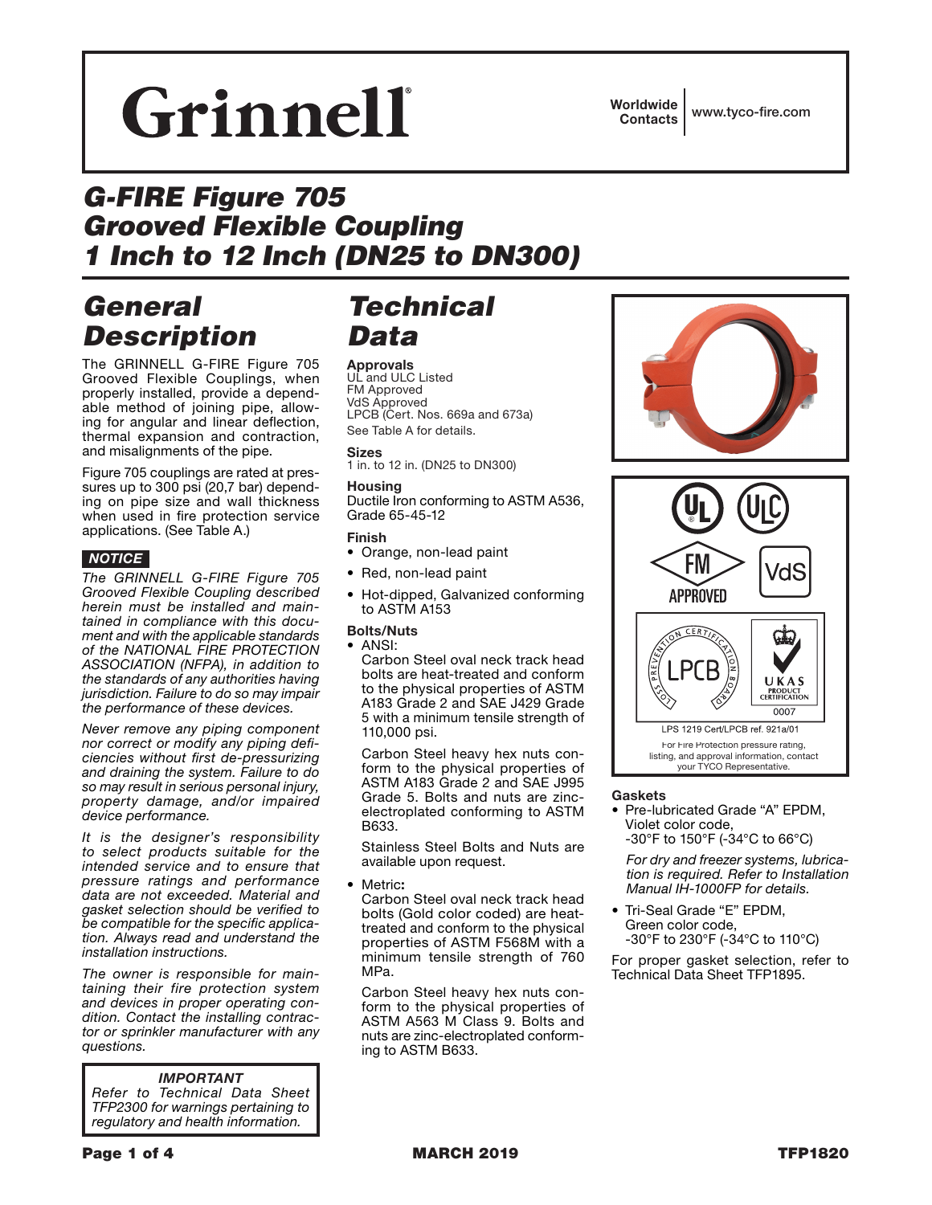Grinnell®

Worldwide Contacts | www.tyco-fire.com

# G-FIRE Figure 705 Grooved Flexible Coupling 1 Inch to 12 Inch (DN25 to DN300)

## General Description

The GRINNELL G-FIRE Figure 705 Grooved Flexible Couplings, when properly installed, provide a dependable method of joining pipe, allowing for angular and linear deflection, thermal expansion and contraction, and misalignments of the pipe.

Figure 705 couplings are rated at pressures up to 300 psi (20,7 bar) depending on pipe size and wall thickness when used in fire protection service applications. (See Table A.)

**NOTICE**

*The GRINNELL G-FIRE Figure 705 Grooved Flexible Coupling described herein must be installed and maintained in compliance with this document and with the applicable standards of the NATIONAL FIRE PROTECTION ASSOCIATION (NFPA), in addition to the standards of any authorities having jurisdiction. Failure to do so may impair the performance of these devices.*

*Never remove any piping component nor correct or modify any piping deficiencies without first de-pressurizing and draining the system. Failure to do so may result in serious personal injury, property damage, and/or impaired device performance.*

*It is the designer's responsibility to select products suitable for the intended service and to ensure that pressure ratings and performance data are not exceeded. Material and gasket selection should be verified to be compatible for the specific application. Always read and understand the installation instructions.*

*The owner is responsible for maintaining their fire protection system and devices in proper operating condition. Contact the installing contractor or sprinkler manufacturer with any questions.*

> *IMPORTANT*
> *Refer to Technical Data Sheet TFP2300 for warnings pertaining to regulatory and health information.*

## Technical Data

**Approvals**
UL and ULC Listed
FM Approved
VdS Approved
LPCB (Cert. Nos. 669a and 673a)
See Table A for details.

**Sizes**
1 in. to 12 in. (DN25 to DN300)

**Housing**
Ductile Iron conforming to ASTM A536, Grade 65-45-12

**Finish**
- Orange, non-lead paint
- Red, non-lead paint
- Hot-dipped, Galvanized conforming to ASTM A153

**Bolts/Nuts**
- ANSI:
  Carbon Steel oval neck track head bolts are heat-treated and conform to the physical properties of ASTM A183 Grade 2 and SAE J429 Grade 5 with a minimum tensile strength of 110,000 psi.

  Carbon Steel heavy hex nuts conform to the physical properties of ASTM A183 Grade 2 and SAE J995 Grade 5. Bolts and nuts are zinc-electroplated conforming to ASTM B633.

  Stainless Steel Bolts and Nuts are available upon request.

- Metric**:**
  Carbon Steel oval neck track head bolts (Gold color coded) are heat-treated and conform to the physical properties of ASTM F568M with a minimum tensile strength of 760 MPa.

  Carbon Steel heavy hex nuts conform to the physical properties of ASTM A563 M Class 9. Bolts and nuts are zinc-electroplated conforming to ASTM B633.

UL ULC FM APPROVED VdS LPCB UKAS PRODUCT CERTIFICATION 0007

LPS 1219 Cert/LPCB ref. 921a/01

For Fire Protection pressure rating, listing, and approval information, contact your TYCO Representative.

**Gaskets**
- Pre-lubricated Grade "A" EPDM, Violet color code, -30°F to 150°F (-34°C to 66°C)

  *For dry and freezer systems, lubrication is required. Refer to Installation Manual IH-1000FP for details.*
- Tri-Seal Grade "E" EPDM, Green color code, -30°F to 230°F (-34°C to 110°C)

For proper gasket selection, refer to Technical Data Sheet TFP1895.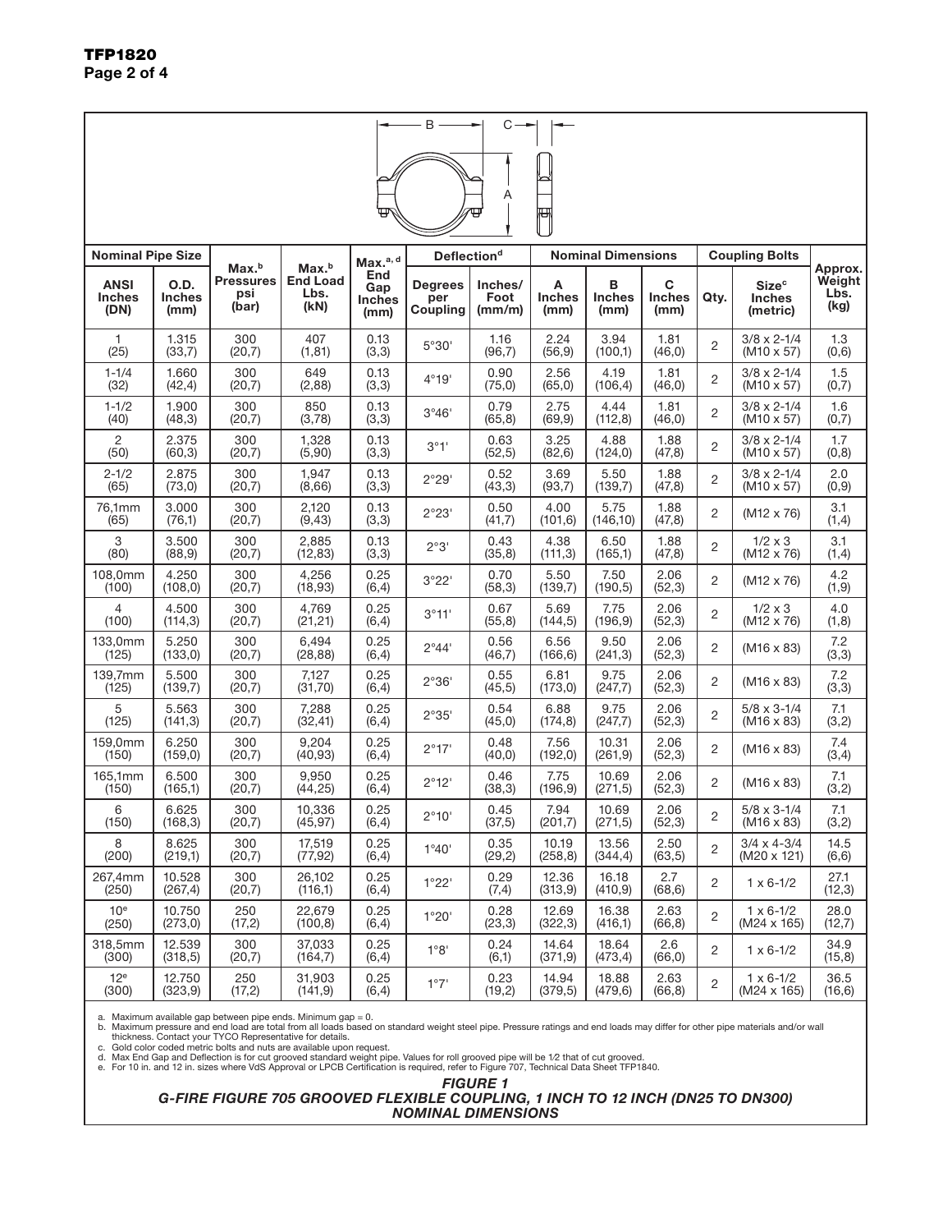B C A

| Nominal Pipe Size | | Max.[b] Pressures psi (bar) | Max.[b] End Load Lbs. (kN) | Max.[a, d] End Gap Inches (mm) | Deflection[d] | | Nominal Dimensions | | | Coupling Bolts | | Approx. Weight Lbs. (kg) |
|---|---|---|---|---|---|---|---|---|---|---|---|---|
| ANSI Inches (DN) | O.D. Inches (mm) | | | | Degrees per Coupling | Inches/ Foot (mm/m) | A Inches (mm) | B Inches (mm) | C Inches (mm) | Qty. | Size[c] Inches (metric) | |
| 1 (25) | 1.315 (33,7) | 300 (20,7) | 407 (1,81) | 0.13 (3,3) | 5°30' | 1.16 (96,7) | 2.24 (56,9) | 3.94 (100,1) | 1.81 (46,0) | 2 | 3/8 x 2-1/4 (M10 x 57) | 1.3 (0,6) |
| 1-1/4 (32) | 1.660 (42,4) | 300 (20,7) | 649 (2,88) | 0.13 (3,3) | 4°19' | 0.90 (75,0) | 2.56 (65,0) | 4.19 (106,4) | 1.81 (46,0) | 2 | 3/8 x 2-1/4 (M10 x 57) | 1.5 (0,7) |
| 1-1/2 (40) | 1.900 (48,3) | 300 (20,7) | 850 (3,78) | 0.13 (3,3) | 3°46' | 0.79 (65,8) | 2.75 (69,9) | 4.44 (112,8) | 1.81 (46,0) | 2 | 3/8 x 2-1/4 (M10 x 57) | 1.6 (0,7) |
| 2 (50) | 2.375 (60,3) | 300 (20,7) | 1,328 (5,90) | 0.13 (3,3) | 3°1' | 0.63 (52,5) | 3.25 (82,6) | 4.88 (124,0) | 1.88 (47,8) | 2 | 3/8 x 2-1/4 (M10 x 57) | 1.7 (0,8) |
| 2-1/2 (65) | 2.875 (73,0) | 300 (20,7) | 1,947 (8,66) | 0.13 (3,3) | 2°29' | 0.52 (43,3) | 3.69 (93,7) | 5.50 (139,7) | 1.88 (47,8) | 2 | 3/8 x 2-1/4 (M10 x 57) | 2.0 (0,9) |
| 76,1mm (65) | 3.000 (76,1) | 300 (20,7) | 2,120 (9,43) | 0.13 (3,3) | 2°23' | 0.50 (41,7) | 4.00 (101,6) | 5.75 (146,10) | 1.88 (47,8) | 2 | (M12 x 76) | 3.1 (1,4) |
| 3 (80) | 3.500 (88,9) | 300 (20,7) | 2,885 (12,83) | 0.13 (3,3) | 2°3' | 0.43 (35,8) | 4.38 (111,3) | 6.50 (165,1) | 1.88 (47,8) | 2 | 1/2 x 3 (M12 x 76) | 3.1 (1,4) |
| 108,0mm (100) | 4.250 (108,0) | 300 (20,7) | 4,256 (18,93) | 0.25 (6,4) | 3°22' | 0.70 (58,3) | 5.50 (139,7) | 7.50 (190,5) | 2.06 (52,3) | 2 | (M12 x 76) | 4.2 (1,9) |
| 4 (100) | 4.500 (114,3) | 300 (20,7) | 4,769 (21,21) | 0.25 (6,4) | 3°11' | 0.67 (55,8) | 5.69 (144,5) | 7.75 (196,9) | 2.06 (52,3) | 2 | 1/2 x 3 (M12 x 76) | 4.0 (1,8) |
| 133,0mm (125) | 5.250 (133,0) | 300 (20,7) | 6,494 (28,88) | 0.25 (6,4) | 2°44' | 0.56 (46,7) | 6.56 (166,6) | 9.50 (241,3) | 2.06 (52,3) | 2 | (M16 x 83) | 7.2 (3,3) |
| 139,7mm (125) | 5.500 (139,7) | 300 (20,7) | 7,127 (31,70) | 0.25 (6,4) | 2°36' | 0.55 (45,5) | 6.81 (173,0) | 9.75 (247,7) | 2.06 (52,3) | 2 | (M16 x 83) | 7.2 (3,3) |
| 5 (125) | 5.563 (141,3) | 300 (20,7) | 7,288 (32,41) | 0.25 (6,4) | 2°35' | 0.54 (45,0) | 6.88 (174,8) | 9.75 (247,7) | 2.06 (52,3) | 2 | 5/8 x 3-1/4 (M16 x 83) | 7.1 (3,2) |
| 159,0mm (150) | 6.250 (159,0) | 300 (20,7) | 9,204 (40,93) | 0.25 (6,4) | 2°17' | 0.48 (40,0) | 7.56 (192,0) | 10.31 (261,9) | 2.06 (52,3) | 2 | (M16 x 83) | 7.4 (3,4) |
| 165,1mm (150) | 6.500 (165,1) | 300 (20,7) | 9,950 (44,25) | 0.25 (6,4) | 2°12' | 0.46 (38,3) | 7.75 (196,9) | 10.69 (271,5) | 2.06 (52,3) | 2 | (M16 x 83) | 7.1 (3,2) |
| 6 (150) | 6.625 (168,3) | 300 (20,7) | 10,336 (45,97) | 0.25 (6,4) | 2°10' | 0.45 (37,5) | 7.94 (201,7) | 10.69 (271,5) | 2.06 (52,3) | 2 | 5/8 x 3-1/4 (M16 x 83) | 7.1 (3,2) |
| 8 (200) | 8.625 (219,1) | 300 (20,7) | 17,519 (77,92) | 0.25 (6,4) | 1°40' | 0.35 (29,2) | 10.19 (258,8) | 13.56 (344,4) | 2.50 (63,5) | 2 | 3/4 x 4-3/4 (M20 x 121) | 14.5 (6,6) |
| 267,4mm (250) | 10.528 (267,4) | 300 (20,7) | 26,102 (116,1) | 0.25 (6,4) | 1°22' | 0.29 (7,4) | 12.36 (313,9) | 16.18 (410,9) | 2.7 (68,6) | 2 | 1 x 6-1/2 | 27.1 (12,3) |
| 10[e] (250) | 10.750 (273,0) | 250 (17,2) | 22,679 (100,8) | 0.25 (6,4) | 1°20' | 0.28 (23,3) | 12.69 (322,3) | 16.38 (416,1) | 2.63 (66,8) | 2 | 1 x 6-1/2 (M24 x 165) | 28.0 (12,7) |
| 318,5mm (300) | 12.539 (318,5) | 300 (20,7) | 37,033 (164,7) | 0.25 (6,4) | 1°8' | 0.24 (6,1) | 14.64 (371,9) | 18.64 (473,4) | 2.6 (66,0) | 2 | 1 x 6-1/2 | 34.9 (15,8) |
| 12[e] (300) | 12.750 (323,9) | 250 (17,2) | 31,903 (141,9) | 0.25 (6,4) | 1°7' | 0.23 (19,2) | 14.94 (379,5) | 18.88 (479,6) | 2.63 (66,8) | 2 | 1 x 6-1/2 (M24 x 165) | 36.5 (16,6) |

a. Maximum available gap between pipe ends. Minimum gap = 0.
b. Maximum pressure and end load are total from all loads based on standard weight steel pipe. Pressure ratings and end loads may differ for other pipe materials and/or wall thickness. Contact your TYCO Representative for details.
c. Gold color coded metric bolts and nuts are available upon request.
d. Max End Gap and Deflection is for cut grooved standard weight pipe. Values for roll grooved pipe will be 1/2 that of cut grooved.
e. For 10 in. and 12 in. sizes where VdS Approval or LPCB Certification is required, refer to Figure 707, Technical Data Sheet TFP1840.

***FIGURE 1***
***G-FIRE FIGURE 705 GROOVED FLEXIBLE COUPLING, 1 INCH TO 12 INCH (DN25 TO DN300) NOMINAL DIMENSIONS***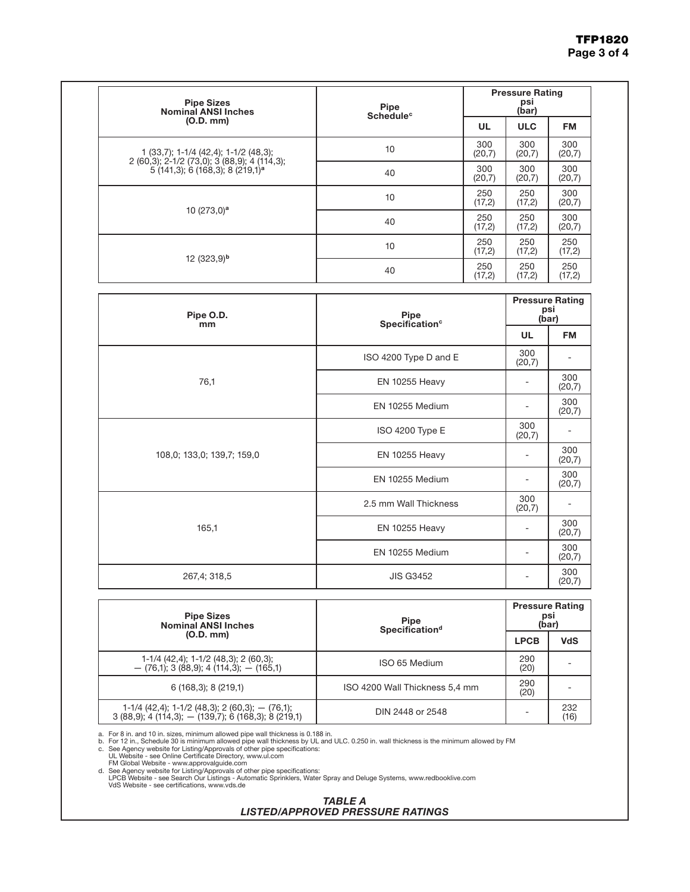| Pipe Sizes Nominal ANSI Inches (O.D. mm) | Pipe Schedule[c] | Pressure Rating psi (bar) | | |
|---|---|---|---|---|
| | | UL | ULC | FM |
| 1 (33,7); 1-1/4 (42,4); 1-1/2 (48,3); 2 (60,3); 2-1/2 (73,0); 3 (88,9); 4 (114,3); 5 (141,3); 6 (168,3); 8 (219,1)[a] | 10 | 300 (20,7) | 300 (20,7) | 300 (20,7) |
| | 40 | 300 (20,7) | 300 (20,7) | 300 (20,7) |
| 10 (273,0)[a] | 10 | 250 (17,2) | 250 (17,2) | 300 (20,7) |
| | 40 | 250 (17,2) | 250 (17,2) | 300 (20,7) |
| 12 (323,9)[b] | 10 | 250 (17,2) | 250 (17,2) | 250 (17,2) |
| | 40 | 250 (17,2) | 250 (17,2) | 250 (17,2) |

| Pipe O.D. mm | Pipe Specification[c] | Pressure Rating psi (bar) | |
|---|---|---|---|
| | | UL | FM |
| 76,1 | ISO 4200 Type D and E | 300 (20,7) | - |
| | EN 10255 Heavy | - | 300 (20,7) |
| | EN 10255 Medium | - | 300 (20,7) |
| 108,0; 133,0; 139,7; 159,0 | ISO 4200 Type E | 300 (20,7) | - |
| | EN 10255 Heavy | - | 300 (20,7) |
| | EN 10255 Medium | - | 300 (20,7) |
| 165,1 | 2.5 mm Wall Thickness | 300 (20,7) | - |
| | EN 10255 Heavy | - | 300 (20,7) |
| | EN 10255 Medium | - | 300 (20,7) |
| 267,4; 318,5 | JIS G3452 | - | 300 (20,7) |

| Pipe Sizes Nominal ANSI Inches (O.D. mm) | Pipe Specification[d] | Pressure Rating psi (bar) | |
|---|---|---|---|
| | | LPCB | VdS |
| 1-1/4 (42,4); 1-1/2 (48,3); 2 (60,3); — (76,1); 3 (88,9); 4 (114,3); — (165,1) | ISO 65 Medium | 290 (20) | - |
| 6 (168,3); 8 (219,1) | ISO 4200 Wall Thickness 5,4 mm | 290 (20) | - |
| 1-1/4 (42,4); 1-1/2 (48,3); 2 (60,3); — (76,1); 3 (88,9); 4 (114,3); — (139,7); 6 (168,3); 8 (219,1) | DIN 2448 or 2548 | - | 232 (16) |

a. For 8 in. and 10 in. sizes, minimum allowed pipe wall thickness is 0.188 in.
b. For 12 in., Schedule 30 is minimum allowed pipe wall thickness by UL and ULC. 0.250 in. wall thickness is the minimum allowed by FM
c. See Agency website for Listing/Approvals of other pipe specifications:
UL Website - see Online Certificate Directory, www.ul.com
FM Global Website - www.approvalguide.com
d. See Agency website for Listing/Approvals of other pipe specifications:
LPCB Website - see Search Our Listings - Automatic Sprinklers, Water Spray and Deluge Systems, www.redbooklive.com
VdS Website - see certifications, www.vds.de

***TABLE A***
***LISTED/APPROVED PRESSURE RATINGS***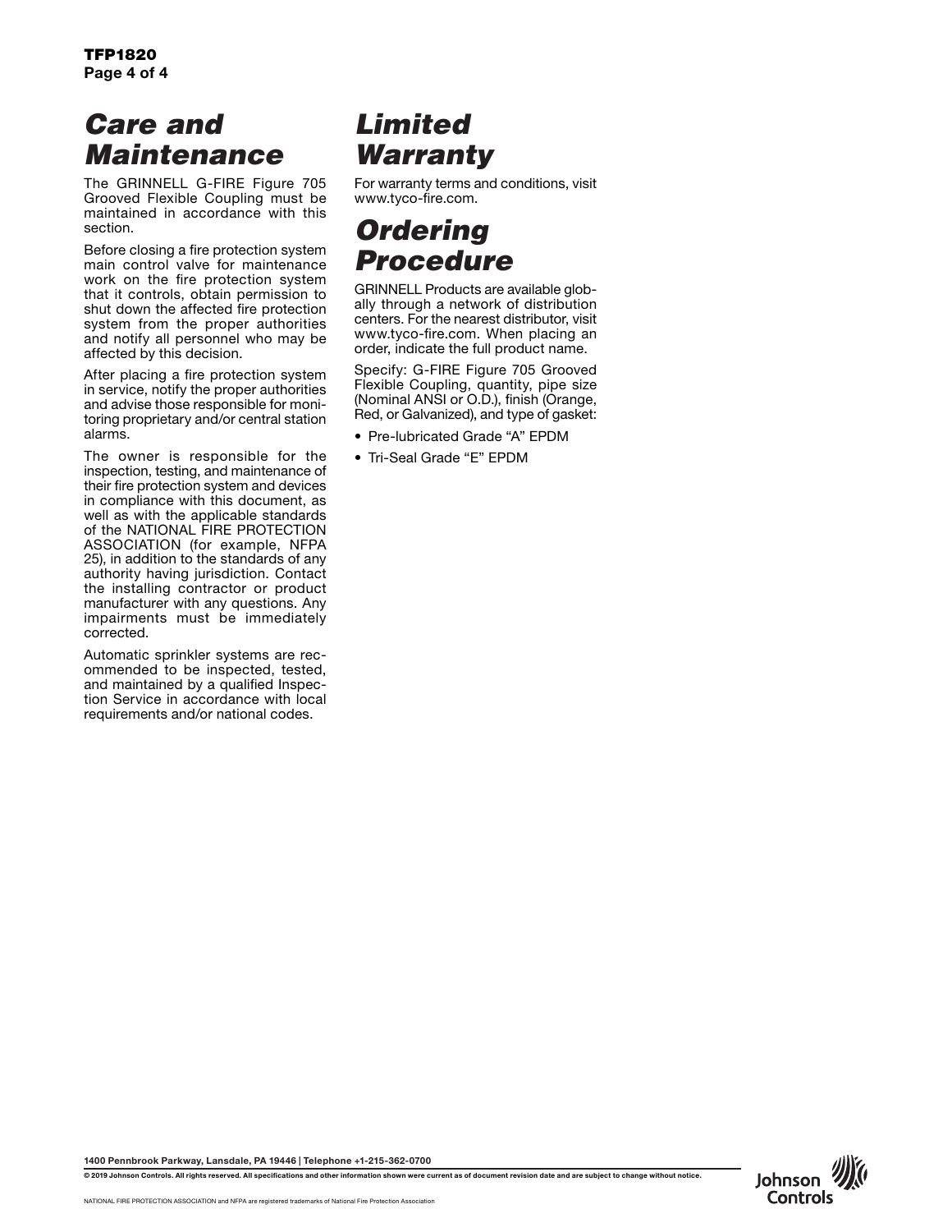# Care and Maintenance

The GRINNELL G-FIRE Figure 705 Grooved Flexible Coupling must be maintained in accordance with this section.

Before closing a fire protection system main control valve for maintenance work on the fire protection system that it controls, obtain permission to shut down the affected fire protection system from the proper authorities and notify all personnel who may be affected by this decision.

After placing a fire protection system in service, notify the proper authorities and advise those responsible for monitoring proprietary and/or central station alarms.

The owner is responsible for the inspection, testing, and maintenance of their fire protection system and devices in compliance with this document, as well as with the applicable standards of the NATIONAL FIRE PROTECTION ASSOCIATION (for example, NFPA 25), in addition to the standards of any authority having jurisdiction. Contact the installing contractor or product manufacturer with any questions. Any impairments must be immediately corrected.

Automatic sprinkler systems are recommended to be inspected, tested, and maintained by a qualified Inspection Service in accordance with local requirements and/or national codes.

# Limited Warranty

For warranty terms and conditions, visit www.tyco-fire.com.

# Ordering Procedure

GRINNELL Products are available globally through a network of distribution centers. For the nearest distributor, visit www.tyco-fire.com. When placing an order, indicate the full product name.

Specify: G-FIRE Figure 705 Grooved Flexible Coupling, quantity, pipe size (Nominal ANSI or O.D.), finish (Orange, Red, or Galvanized), and type of gasket:

- Pre-lubricated Grade "A" EPDM
- Tri-Seal Grade "E" EPDM

1400 Pennbrook Parkway, Lansdale, PA 19446 | Telephone +1-215-362-0700

© 2019 Johnson Controls. All rights reserved. All specifications and other information shown were current as of document revision date and are subject to change without notice.

NATIONAL FIRE PROTECTION ASSOCIATION and NFPA are registered trademarks of National Fire Protection Association